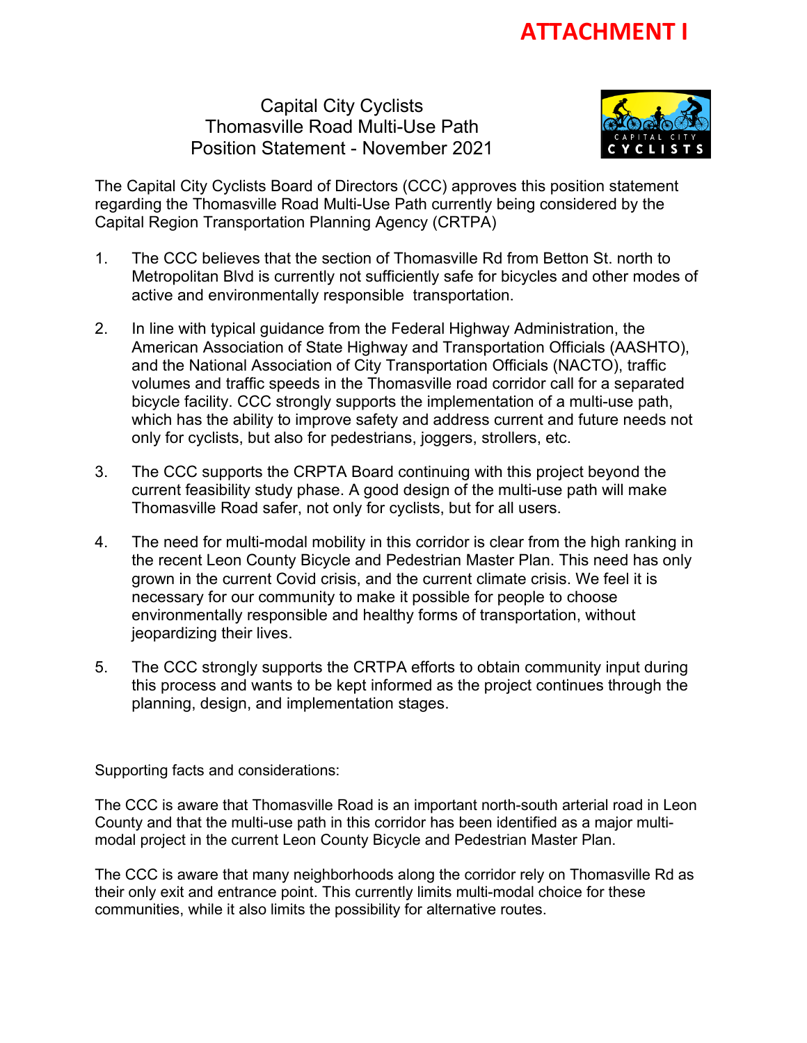**ATTACHMENT I**

# Capital City Cyclists
## Thomasville Road Multi-Use Path
## Position Statement - November 2021

The Capital City Cyclists Board of Directors (CCC) approves this position statement regarding the Thomasville Road Multi-Use Path currently being considered by the Capital Region Transportation Planning Agency (CRTPA)

1. The CCC believes that the section of Thomasville Rd from Betton St. north to Metropolitan Blvd is currently not sufficiently safe for bicycles and other modes of active and environmentally responsible transportation.

2. In line with typical guidance from the Federal Highway Administration, the American Association of State Highway and Transportation Officials (AASHTO), and the National Association of City Transportation Officials (NACTO), traffic volumes and traffic speeds in the Thomasville road corridor call for a separated bicycle facility. CCC strongly supports the implementation of a multi-use path, which has the ability to improve safety and address current and future needs not only for cyclists, but also for pedestrians, joggers, strollers, etc.

3. The CCC supports the CRPTA Board continuing with this project beyond the current feasibility study phase. A good design of the multi-use path will make Thomasville Road safer, not only for cyclists, but for all users.

4. The need for multi-modal mobility in this corridor is clear from the high ranking in the recent Leon County Bicycle and Pedestrian Master Plan. This need has only grown in the current Covid crisis, and the current climate crisis. We feel it is necessary for our community to make it possible for people to choose environmentally responsible and healthy forms of transportation, without jeopardizing their lives.

5. The CCC strongly supports the CRTPA efforts to obtain community input during this process and wants to be kept informed as the project continues through the planning, design, and implementation stages.

Supporting facts and considerations:

The CCC is aware that Thomasville Road is an important north-south arterial road in Leon County and that the multi-use path in this corridor has been identified as a major multi-modal project in the current Leon County Bicycle and Pedestrian Master Plan.

The CCC is aware that many neighborhoods along the corridor rely on Thomasville Rd as their only exit and entrance point. This currently limits multi-modal choice for these communities, while it also limits the possibility for alternative routes.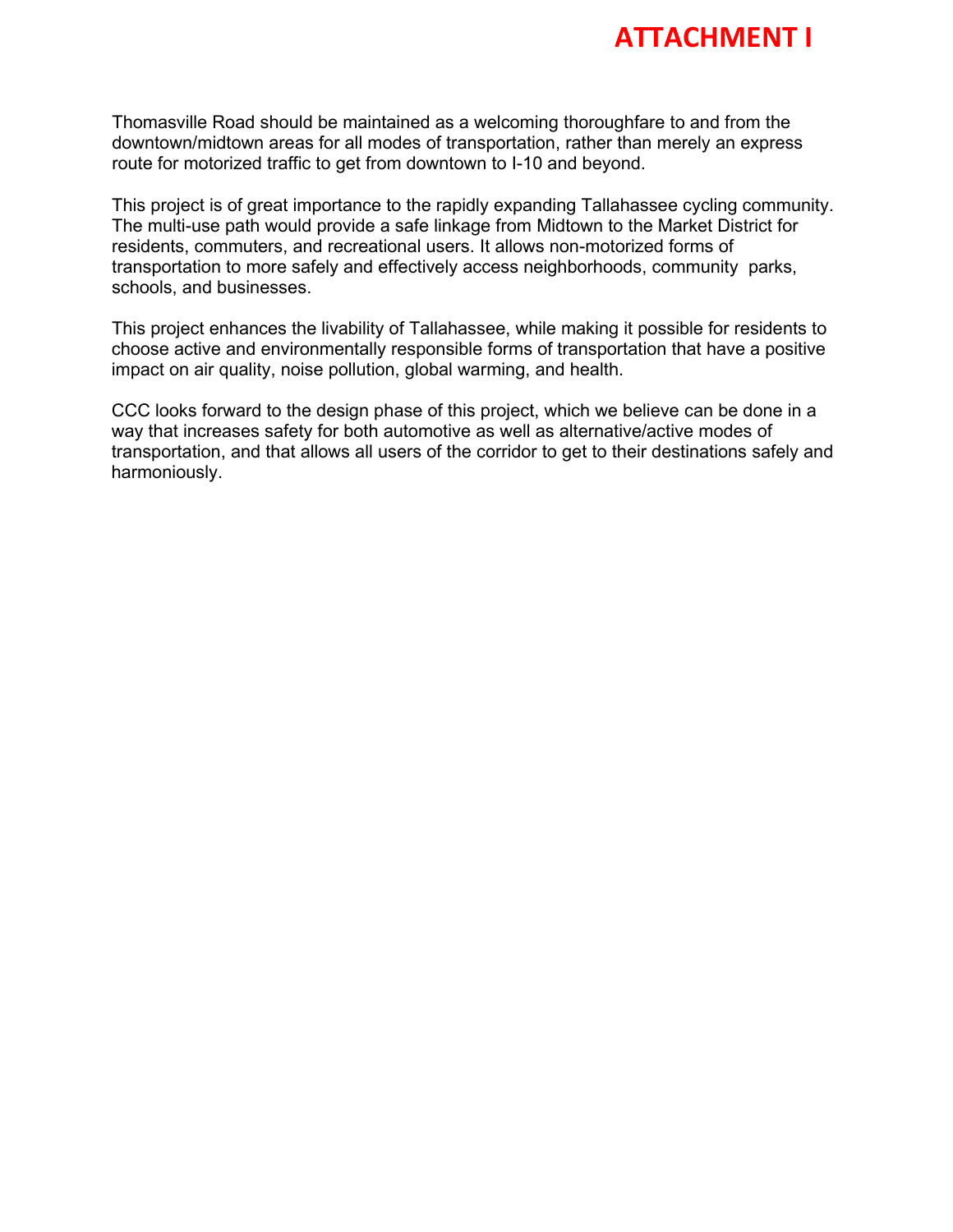# ATTACHMENT I

Thomasville Road should be maintained as a welcoming thoroughfare to and from the downtown/midtown areas for all modes of transportation, rather than merely an express route for motorized traffic to get from downtown to I-10 and beyond.

This project is of great importance to the rapidly expanding Tallahassee cycling community. The multi-use path would provide a safe linkage from Midtown to the Market District for residents, commuters, and recreational users. It allows non-motorized forms of transportation to more safely and effectively access neighborhoods, community parks, schools, and businesses.

This project enhances the livability of Tallahassee, while making it possible for residents to choose active and environmentally responsible forms of transportation that have a positive impact on air quality, noise pollution, global warming, and health.

CCC looks forward to the design phase of this project, which we believe can be done in a way that increases safety for both automotive as well as alternative/active modes of transportation, and that allows all users of the corridor to get to their destinations safely and harmoniously.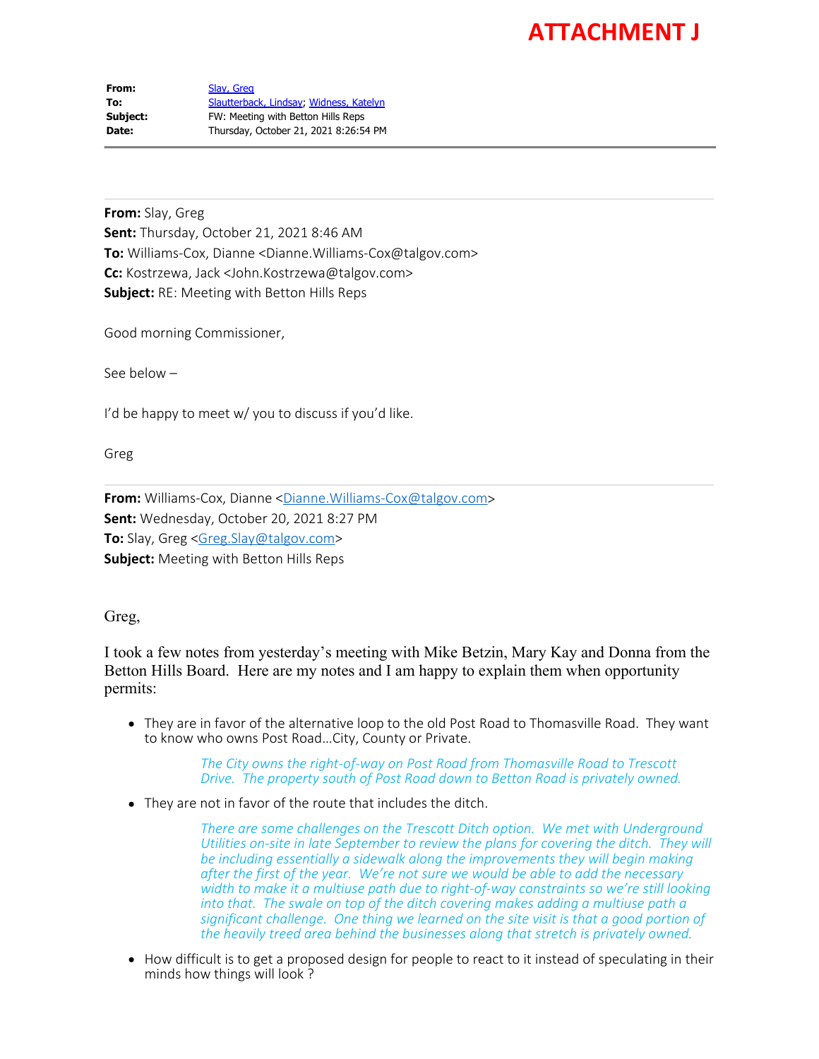# ATTACHMENT J

**From:** Slay, Greg
**To:** Slautterback, Lindsay; Widness, Katelyn
**Subject:** FW: Meeting with Betton Hills Reps
**Date:** Thursday, October 21, 2021 8:26:54 PM

---

**From:** Slay, Greg
**Sent:** Thursday, October 21, 2021 8:46 AM
**To:** Williams-Cox, Dianne <Dianne.Williams-Cox@talgov.com>
**Cc:** Kostrzewa, Jack <John.Kostrzewa@talgov.com>
**Subject:** RE: Meeting with Betton Hills Reps

Good morning Commissioner,

See below –

I'd be happy to meet w/ you to discuss if you'd like.

Greg

---

**From:** Williams-Cox, Dianne <Dianne.Williams-Cox@talgov.com>
**Sent:** Wednesday, October 20, 2021 8:27 PM
**To:** Slay, Greg <Greg.Slay@talgov.com>
**Subject:** Meeting with Betton Hills Reps

Greg,

I took a few notes from yesterday's meeting with Mike Betzin, Mary Kay and Donna from the Betton Hills Board. Here are my notes and I am happy to explain them when opportunity permits:

- They are in favor of the alternative loop to the old Post Road to Thomasville Road. They want to know who owns Post Road…City, County or Private.

  *The City owns the right-of-way on Post Road from Thomasville Road to Trescott Drive. The property south of Post Road down to Betton Road is privately owned.*

- They are not in favor of the route that includes the ditch.

  *There are some challenges on the Trescott Ditch option. We met with Underground Utilities on-site in late September to review the plans for covering the ditch. They will be including essentially a sidewalk along the improvements they will begin making after the first of the year. We're not sure we would be able to add the necessary width to make it a multiuse path due to right-of-way constraints so we're still looking into that. The swale on top of the ditch covering makes adding a multiuse path a significant challenge. One thing we learned on the site visit is that a good portion of the heavily treed area behind the businesses along that stretch is privately owned.*

- How difficult is to get a proposed design for people to react to it instead of speculating in their minds how things will look ?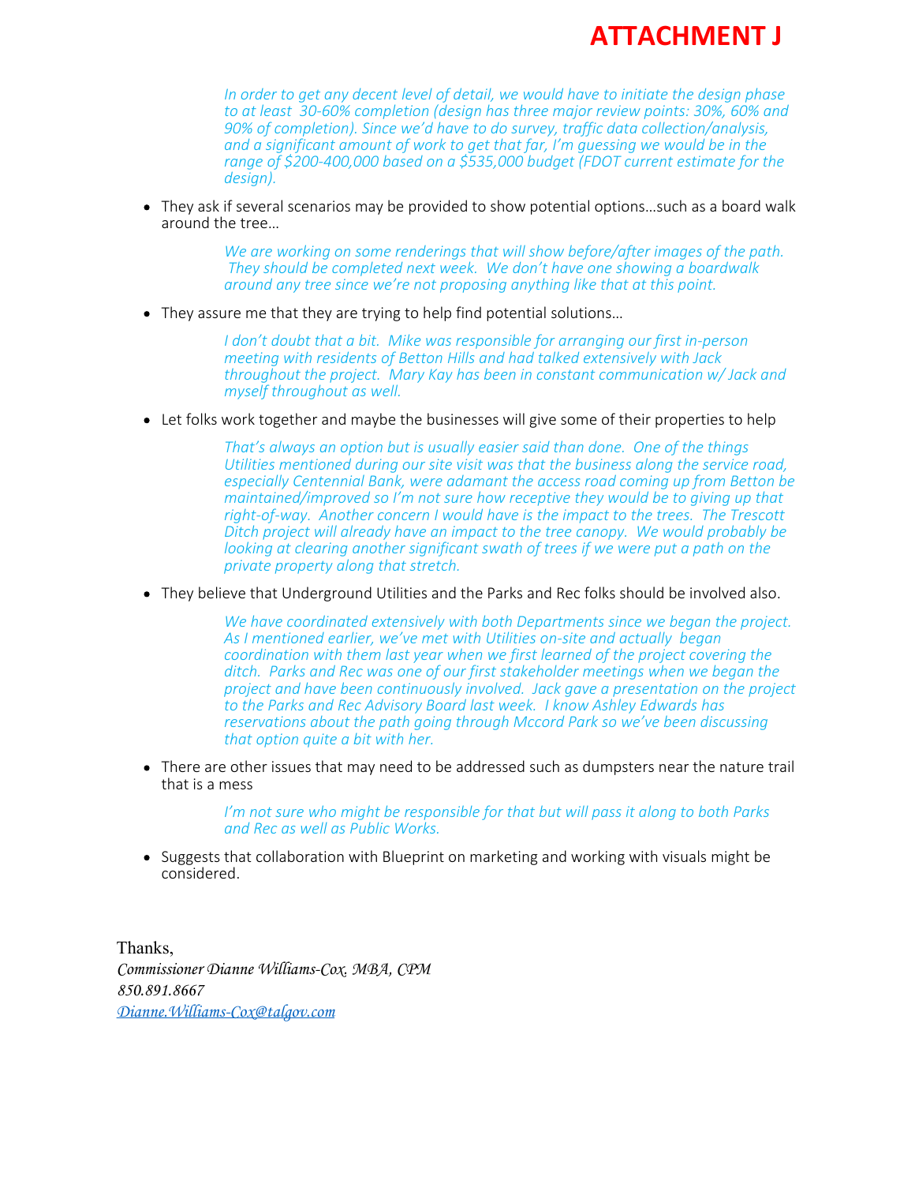# ATTACHMENT J

*In order to get any decent level of detail, we would have to initiate the design phase to at least 30-60% completion (design has three major review points: 30%, 60% and 90% of completion). Since we'd have to do survey, traffic data collection/analysis, and a significant amount of work to get that far, I'm guessing we would be in the range of $200-400,000 based on a $535,000 budget (FDOT current estimate for the design).*

- They ask if several scenarios may be provided to show potential options…such as a board walk around the tree…

  *We are working on some renderings that will show before/after images of the path. They should be completed next week. We don't have one showing a boardwalk around any tree since we're not proposing anything like that at this point.*

- They assure me that they are trying to help find potential solutions…

  *I don't doubt that a bit. Mike was responsible for arranging our first in-person meeting with residents of Betton Hills and had talked extensively with Jack throughout the project. Mary Kay has been in constant communication w/ Jack and myself throughout as well.*

- Let folks work together and maybe the businesses will give some of their properties to help

  *That's always an option but is usually easier said than done. One of the things Utilities mentioned during our site visit was that the business along the service road, especially Centennial Bank, were adamant the access road coming up from Betton be maintained/improved so I'm not sure how receptive they would be to giving up that right-of-way. Another concern I would have is the impact to the trees. The Trescott Ditch project will already have an impact to the tree canopy. We would probably be looking at clearing another significant swath of trees if we were put a path on the private property along that stretch.*

- They believe that Underground Utilities and the Parks and Rec folks should be involved also.

  *We have coordinated extensively with both Departments since we began the project. As I mentioned earlier, we've met with Utilities on-site and actually began coordination with them last year when we first learned of the project covering the ditch. Parks and Rec was one of our first stakeholder meetings when we began the project and have been continuously involved. Jack gave a presentation on the project to the Parks and Rec Advisory Board last week. I know Ashley Edwards has reservations about the path going through Mccord Park so we've been discussing that option quite a bit with her.*

- There are other issues that may need to be addressed such as dumpsters near the nature trail that is a mess

  *I'm not sure who might be responsible for that but will pass it along to both Parks and Rec as well as Public Works.*

- Suggests that collaboration with Blueprint on marketing and working with visuals might be considered.

Thanks,
*Commissioner Dianne Williams-Cox, MBA, CPM*
*850.891.8667*
*Dianne.Williams-Cox@talgov.com*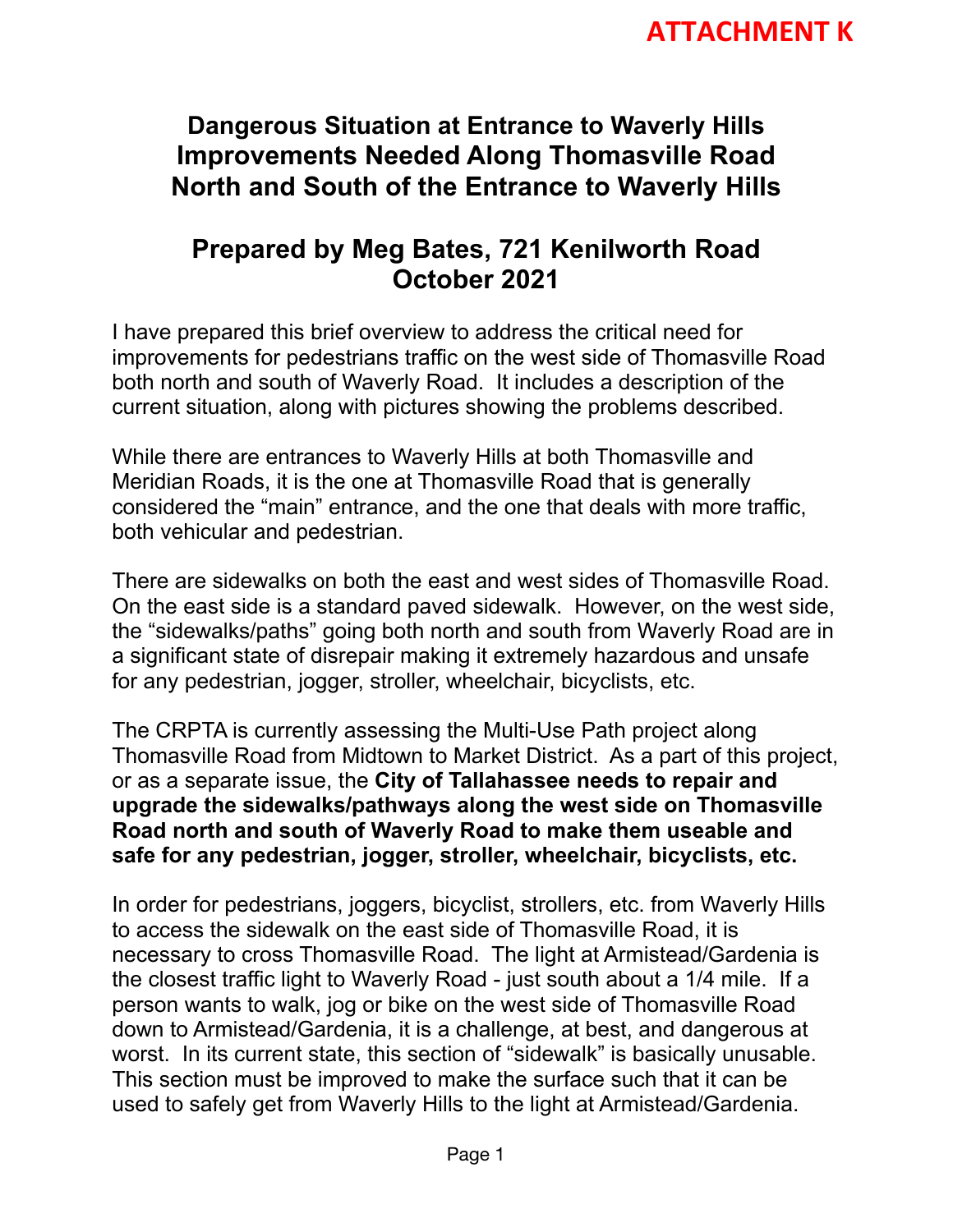**ATTACHMENT K**

# Dangerous Situation at Entrance to Waverly Hills Improvements Needed Along Thomasville Road North and South of the Entrance to Waverly Hills

## Prepared by Meg Bates, 721 Kenilworth Road October 2021

I have prepared this brief overview to address the critical need for improvements for pedestrians traffic on the west side of Thomasville Road both north and south of Waverly Road. It includes a description of the current situation, along with pictures showing the problems described.

While there are entrances to Waverly Hills at both Thomasville and Meridian Roads, it is the one at Thomasville Road that is generally considered the "main" entrance, and the one that deals with more traffic, both vehicular and pedestrian.

There are sidewalks on both the east and west sides of Thomasville Road. On the east side is a standard paved sidewalk. However, on the west side, the "sidewalks/paths" going both north and south from Waverly Road are in a significant state of disrepair making it extremely hazardous and unsafe for any pedestrian, jogger, stroller, wheelchair, bicyclists, etc.

The CRPTA is currently assessing the Multi-Use Path project along Thomasville Road from Midtown to Market District. As a part of this project, or as a separate issue, the **City of Tallahassee needs to repair and upgrade the sidewalks/pathways along the west side on Thomasville Road north and south of Waverly Road to make them useable and safe for any pedestrian, jogger, stroller, wheelchair, bicyclists, etc.**

In order for pedestrians, joggers, bicyclist, strollers, etc. from Waverly Hills to access the sidewalk on the east side of Thomasville Road, it is necessary to cross Thomasville Road. The light at Armistead/Gardenia is the closest traffic light to Waverly Road - just south about a 1/4 mile. If a person wants to walk, jog or bike on the west side of Thomasville Road down to Armistead/Gardenia, it is a challenge, at best, and dangerous at worst. In its current state, this section of "sidewalk" is basically unusable. This section must be improved to make the surface such that it can be used to safely get from Waverly Hills to the light at Armistead/Gardenia.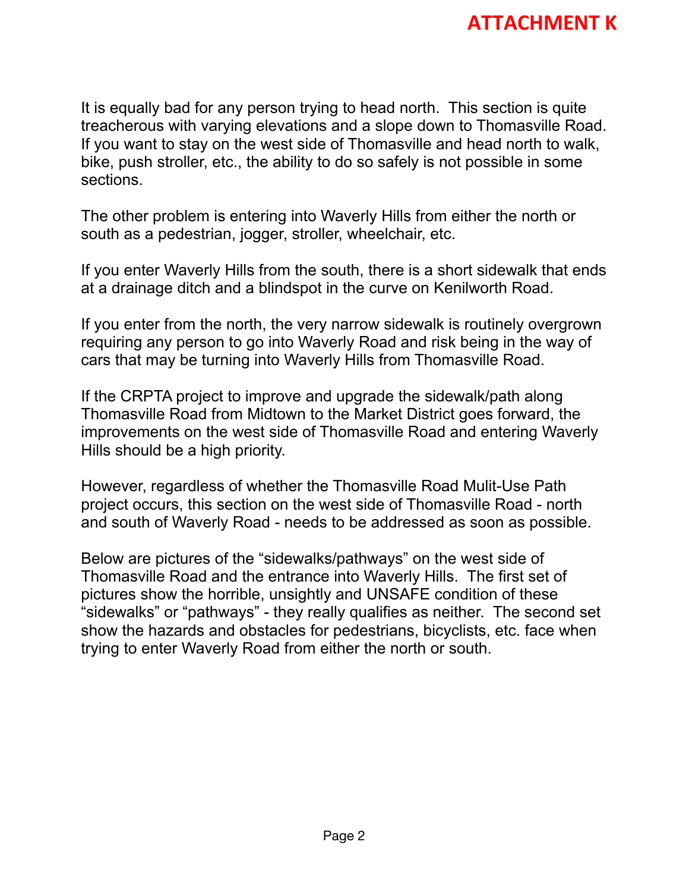**ATTACHMENT K**

It is equally bad for any person trying to head north. This section is quite treacherous with varying elevations and a slope down to Thomasville Road. If you want to stay on the west side of Thomasville and head north to walk, bike, push stroller, etc., the ability to do so safely is not possible in some sections.

The other problem is entering into Waverly Hills from either the north or south as a pedestrian, jogger, stroller, wheelchair, etc.

If you enter Waverly Hills from the south, there is a short sidewalk that ends at a drainage ditch and a blindspot in the curve on Kenilworth Road.

If you enter from the north, the very narrow sidewalk is routinely overgrown requiring any person to go into Waverly Road and risk being in the way of cars that may be turning into Waverly Hills from Thomasville Road.

If the CRPTA project to improve and upgrade the sidewalk/path along Thomasville Road from Midtown to the Market District goes forward, the improvements on the west side of Thomasville Road and entering Waverly Hills should be a high priority.

However, regardless of whether the Thomasville Road Mulit-Use Path project occurs, this section on the west side of Thomasville Road - north and south of Waverly Road - needs to be addressed as soon as possible.

Below are pictures of the "sidewalks/pathways" on the west side of Thomasville Road and the entrance into Waverly Hills. The first set of pictures show the horrible, unsightly and UNSAFE condition of these "sidewalks" or "pathways" - they really qualifies as neither. The second set show the hazards and obstacles for pedestrians, bicyclists, etc. face when trying to enter Waverly Road from either the north or south.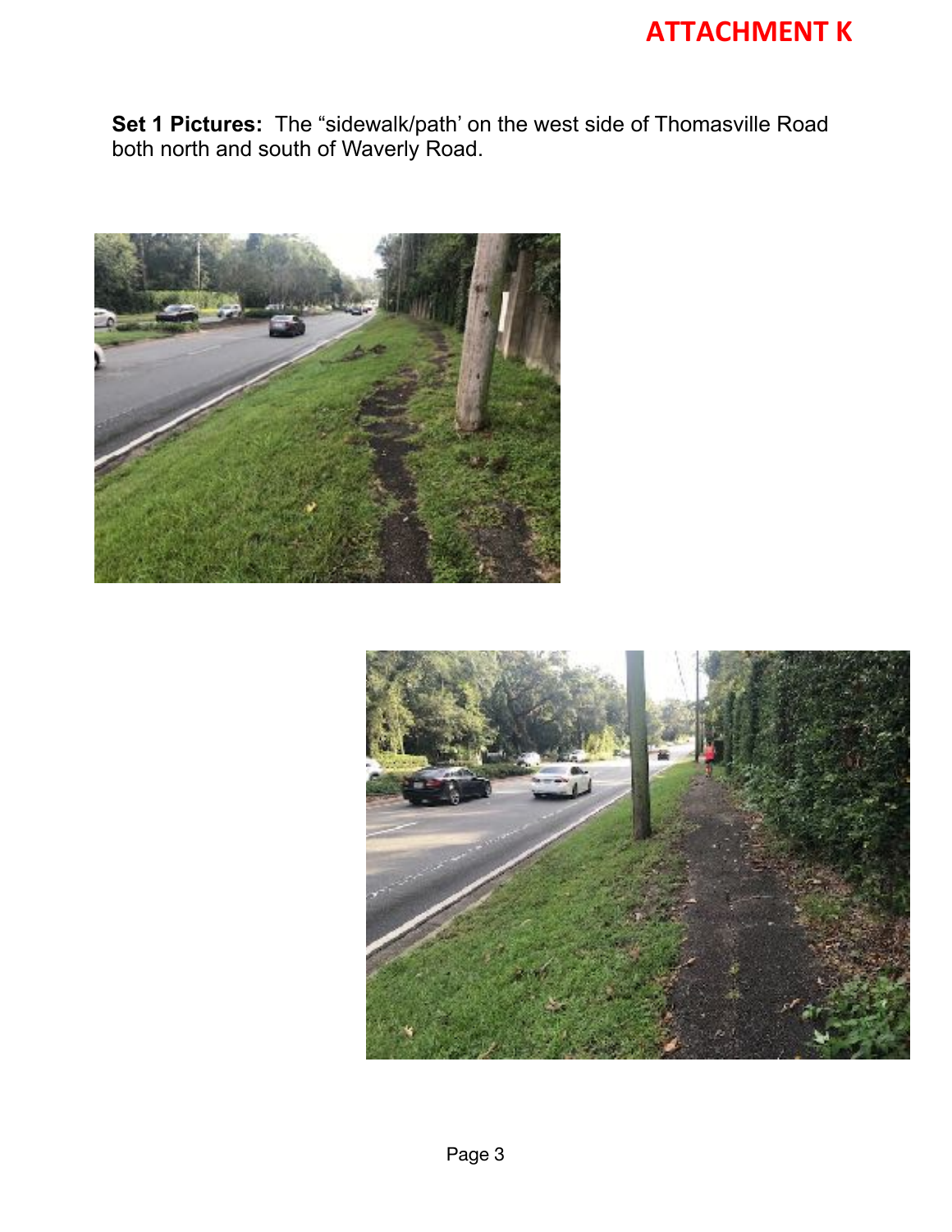# ATTACHMENT K

**Set 1 Pictures:** The “sidewalk/path’ on the west side of Thomasville Road both north and south of Waverly Road.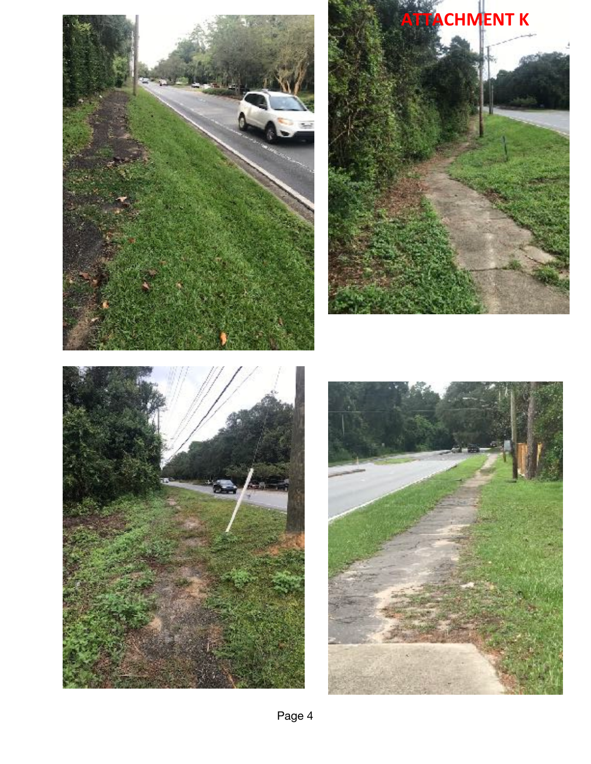ATTACHMENT K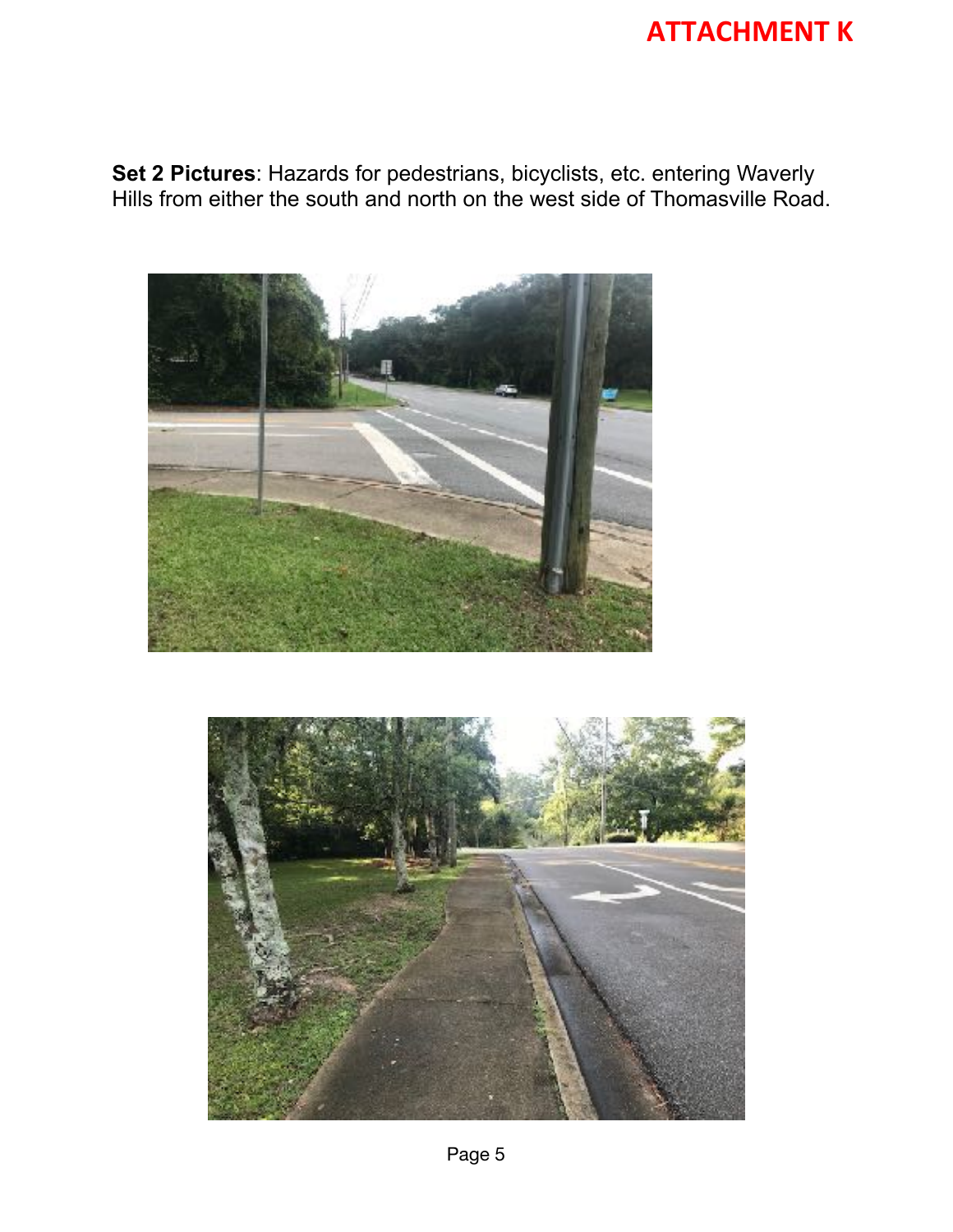**ATTACHMENT K**

**Set 2 Pictures**: Hazards for pedestrians, bicyclists, etc. entering Waverly Hills from either the south and north on the west side of Thomasville Road.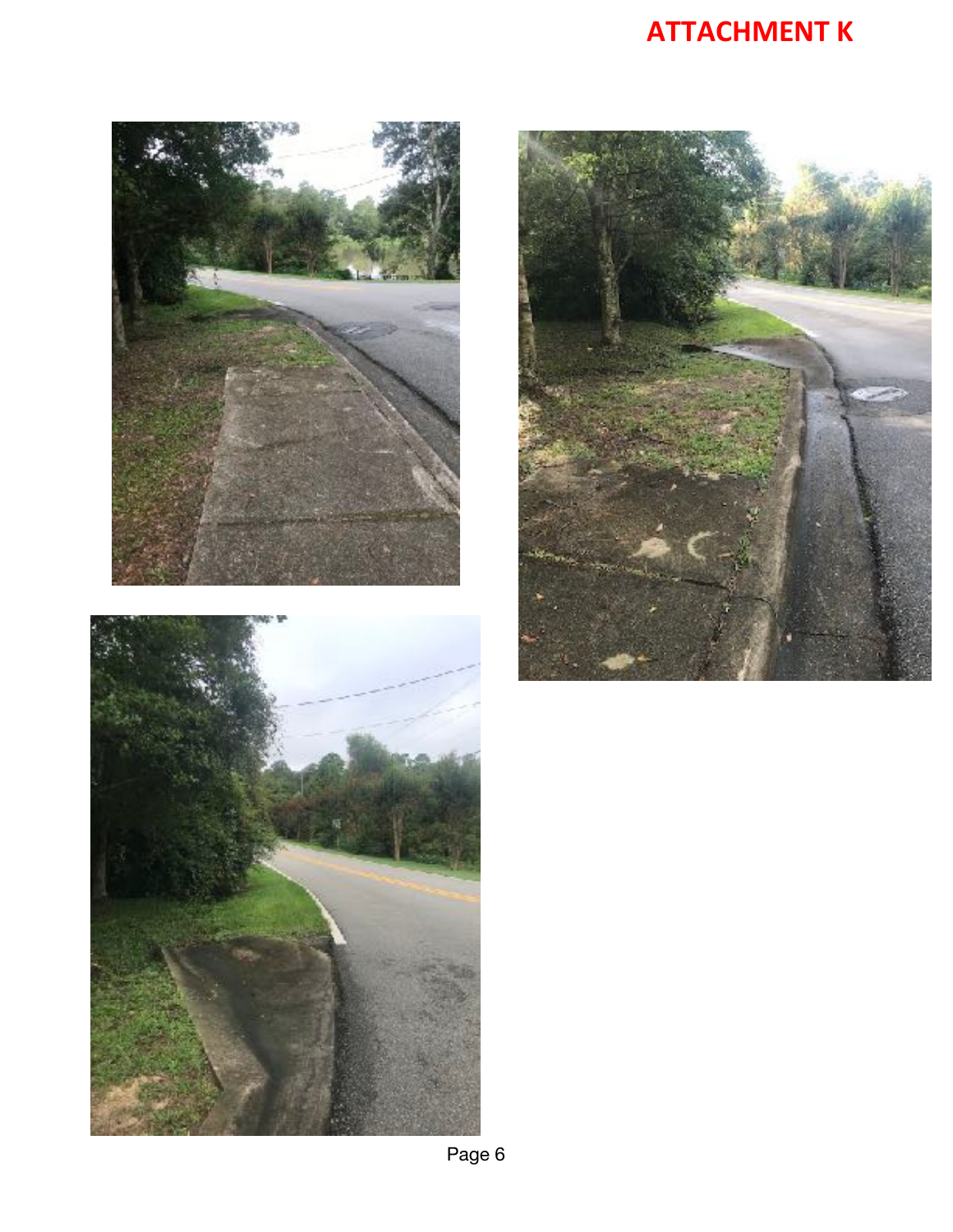# ATTACHMENT K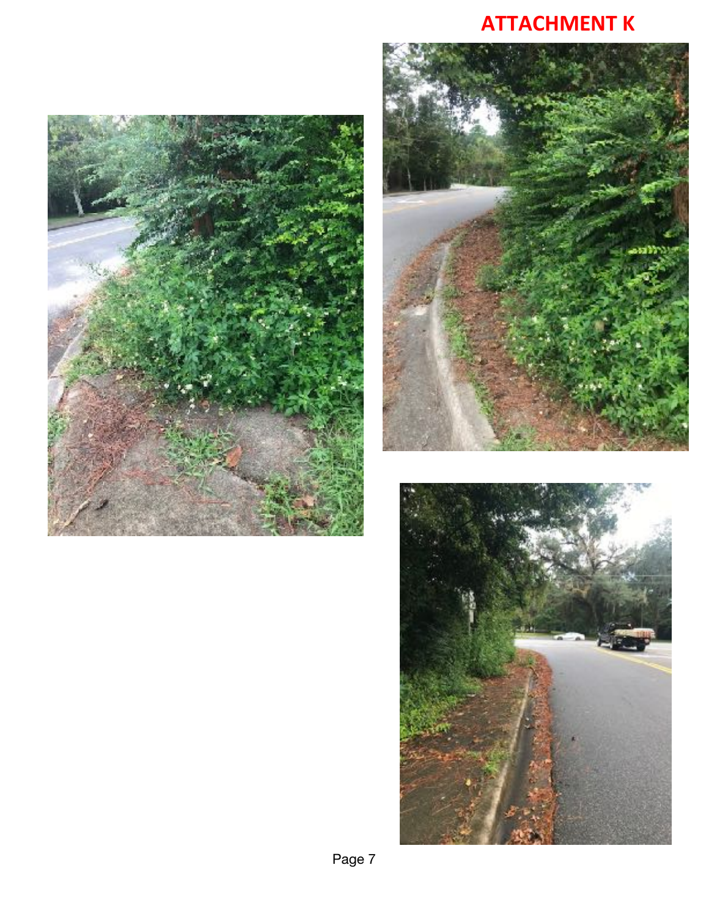# ATTACHMENT K